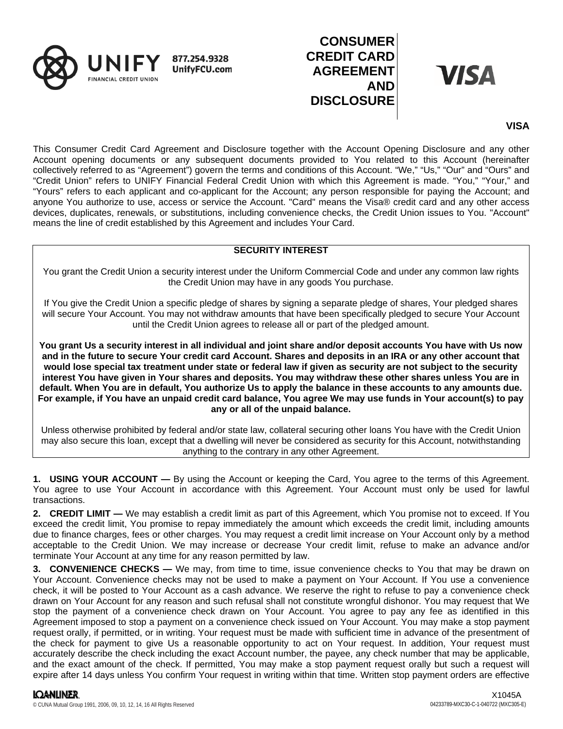UNIFY FINANCIAL CREDIT UNION

877.254.9328
UnifyFCU.com

# CONSUMER CREDIT CARD AGREEMENT AND DISCLOSURE

VISA

**VISA**

This Consumer Credit Card Agreement and Disclosure together with the Account Opening Disclosure and any other Account opening documents or any subsequent documents provided to You related to this Account (hereinafter collectively referred to as "Agreement") govern the terms and conditions of this Account. "We," "Us," "Our" and "Ours" and "Credit Union" refers to UNIFY Financial Federal Credit Union with which this Agreement is made. "You," "Your," and "Yours" refers to each applicant and co-applicant for the Account; any person responsible for paying the Account; and anyone You authorize to use, access or service the Account. "Card" means the Visa® credit card and any other access devices, duplicates, renewals, or substitutions, including convenience checks, the Credit Union issues to You. "Account" means the line of credit established by this Agreement and includes Your Card.

**SECURITY INTEREST**

You grant the Credit Union a security interest under the Uniform Commercial Code and under any common law rights the Credit Union may have in any goods You purchase.

If You give the Credit Union a specific pledge of shares by signing a separate pledge of shares, Your pledged shares will secure Your Account. You may not withdraw amounts that have been specifically pledged to secure Your Account until the Credit Union agrees to release all or part of the pledged amount.

**You grant Us a security interest in all individual and joint share and/or deposit accounts You have with Us now and in the future to secure Your credit card Account. Shares and deposits in an IRA or any other account that would lose special tax treatment under state or federal law if given as security are not subject to the security interest You have given in Your shares and deposits. You may withdraw these other shares unless You are in default. When You are in default, You authorize Us to apply the balance in these accounts to any amounts due. For example, if You have an unpaid credit card balance, You agree We may use funds in Your account(s) to pay any or all of the unpaid balance.**

Unless otherwise prohibited by federal and/or state law, collateral securing other loans You have with the Credit Union may also secure this loan, except that a dwelling will never be considered as security for this Account, notwithstanding anything to the contrary in any other Agreement.

**1. USING YOUR ACCOUNT —** By using the Account or keeping the Card, You agree to the terms of this Agreement. You agree to use Your Account in accordance with this Agreement. Your Account must only be used for lawful transactions.

**2. CREDIT LIMIT —** We may establish a credit limit as part of this Agreement, which You promise not to exceed. If You exceed the credit limit, You promise to repay immediately the amount which exceeds the credit limit, including amounts due to finance charges, fees or other charges. You may request a credit limit increase on Your Account only by a method acceptable to the Credit Union. We may increase or decrease Your credit limit, refuse to make an advance and/or terminate Your Account at any time for any reason permitted by law.

**3. CONVENIENCE CHECKS —** We may, from time to time, issue convenience checks to You that may be drawn on Your Account. Convenience checks may not be used to make a payment on Your Account. If You use a convenience check, it will be posted to Your Account as a cash advance. We reserve the right to refuse to pay a convenience check drawn on Your Account for any reason and such refusal shall not constitute wrongful dishonor. You may request that We stop the payment of a convenience check drawn on Your Account. You agree to pay any fee as identified in this Agreement imposed to stop a payment on a convenience check issued on Your Account. You may make a stop payment request orally, if permitted, or in writing. Your request must be made with sufficient time in advance of the presentment of the check for payment to give Us a reasonable opportunity to act on Your request. In addition, Your request must accurately describe the check including the exact Account number, the payee, any check number that may be applicable, and the exact amount of the check. If permitted, You may make a stop payment request orally but such a request will expire after 14 days unless You confirm Your request in writing within that time. Written stop payment orders are effective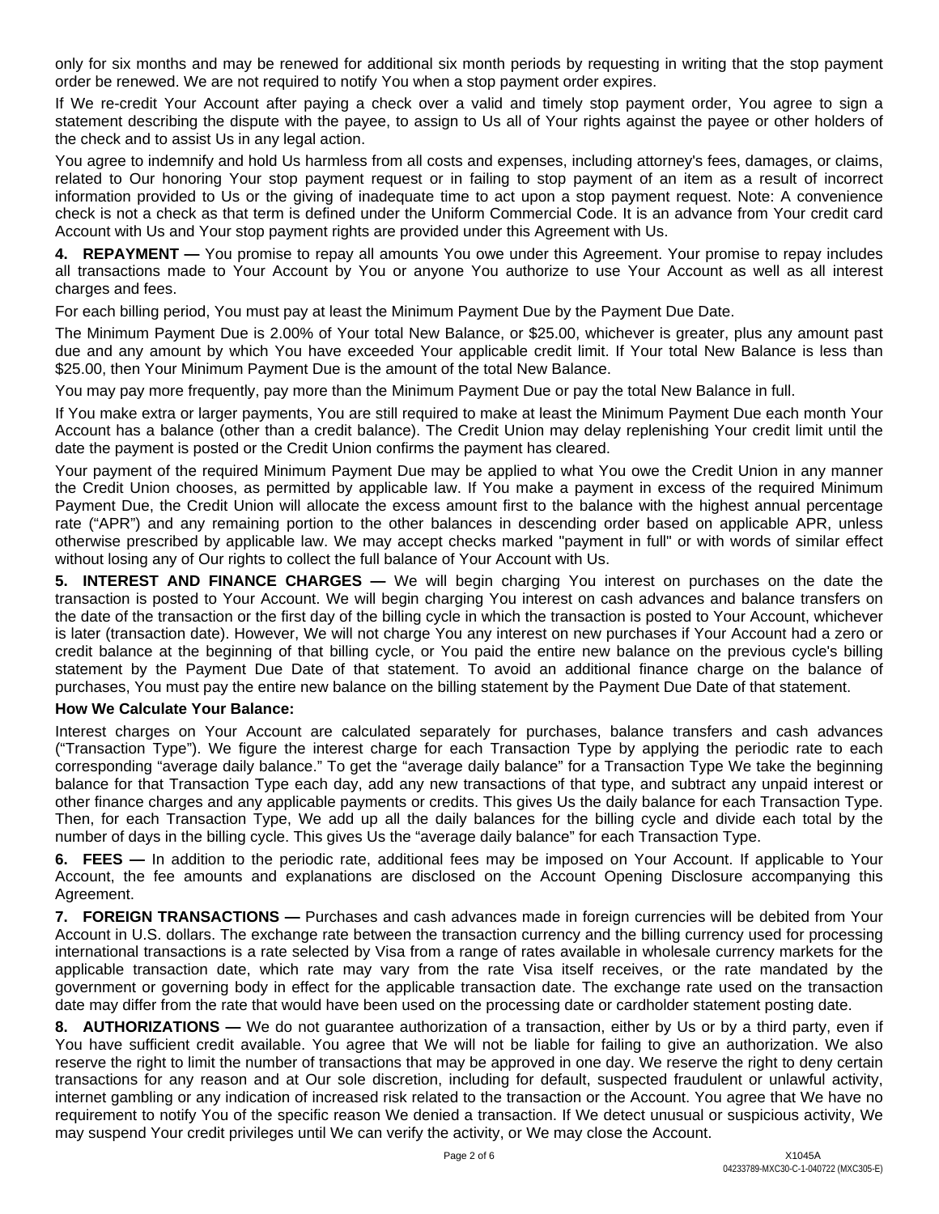only for six months and may be renewed for additional six month periods by requesting in writing that the stop payment order be renewed. We are not required to notify You when a stop payment order expires.

If We re-credit Your Account after paying a check over a valid and timely stop payment order, You agree to sign a statement describing the dispute with the payee, to assign to Us all of Your rights against the payee or other holders of the check and to assist Us in any legal action.

You agree to indemnify and hold Us harmless from all costs and expenses, including attorney's fees, damages, or claims, related to Our honoring Your stop payment request or in failing to stop payment of an item as a result of incorrect information provided to Us or the giving of inadequate time to act upon a stop payment request. Note: A convenience check is not a check as that term is defined under the Uniform Commercial Code. It is an advance from Your credit card Account with Us and Your stop payment rights are provided under this Agreement with Us.

**4. REPAYMENT —** You promise to repay all amounts You owe under this Agreement. Your promise to repay includes all transactions made to Your Account by You or anyone You authorize to use Your Account as well as all interest charges and fees.

For each billing period, You must pay at least the Minimum Payment Due by the Payment Due Date.

The Minimum Payment Due is 2.00% of Your total New Balance, or $25.00, whichever is greater, plus any amount past due and any amount by which You have exceeded Your applicable credit limit. If Your total New Balance is less than $25.00, then Your Minimum Payment Due is the amount of the total New Balance.

You may pay more frequently, pay more than the Minimum Payment Due or pay the total New Balance in full.

If You make extra or larger payments, You are still required to make at least the Minimum Payment Due each month Your Account has a balance (other than a credit balance). The Credit Union may delay replenishing Your credit limit until the date the payment is posted or the Credit Union confirms the payment has cleared.

Your payment of the required Minimum Payment Due may be applied to what You owe the Credit Union in any manner the Credit Union chooses, as permitted by applicable law. If You make a payment in excess of the required Minimum Payment Due, the Credit Union will allocate the excess amount first to the balance with the highest annual percentage rate ("APR") and any remaining portion to the other balances in descending order based on applicable APR, unless otherwise prescribed by applicable law. We may accept checks marked "payment in full" or with words of similar effect without losing any of Our rights to collect the full balance of Your Account with Us.

**5. INTEREST AND FINANCE CHARGES —** We will begin charging You interest on purchases on the date the transaction is posted to Your Account. We will begin charging You interest on cash advances and balance transfers on the date of the transaction or the first day of the billing cycle in which the transaction is posted to Your Account, whichever is later (transaction date). However, We will not charge You any interest on new purchases if Your Account had a zero or credit balance at the beginning of that billing cycle, or You paid the entire new balance on the previous cycle's billing statement by the Payment Due Date of that statement. To avoid an additional finance charge on the balance of purchases, You must pay the entire new balance on the billing statement by the Payment Due Date of that statement.

**How We Calculate Your Balance:**

Interest charges on Your Account are calculated separately for purchases, balance transfers and cash advances ("Transaction Type"). We figure the interest charge for each Transaction Type by applying the periodic rate to each corresponding "average daily balance." To get the "average daily balance" for a Transaction Type We take the beginning balance for that Transaction Type each day, add any new transactions of that type, and subtract any unpaid interest or other finance charges and any applicable payments or credits. This gives Us the daily balance for each Transaction Type. Then, for each Transaction Type, We add up all the daily balances for the billing cycle and divide each total by the number of days in the billing cycle. This gives Us the "average daily balance" for each Transaction Type.

**6. FEES —** In addition to the periodic rate, additional fees may be imposed on Your Account. If applicable to Your Account, the fee amounts and explanations are disclosed on the Account Opening Disclosure accompanying this Agreement.

**7. FOREIGN TRANSACTIONS —** Purchases and cash advances made in foreign currencies will be debited from Your Account in U.S. dollars. The exchange rate between the transaction currency and the billing currency used for processing international transactions is a rate selected by Visa from a range of rates available in wholesale currency markets for the applicable transaction date, which rate may vary from the rate Visa itself receives, or the rate mandated by the government or governing body in effect for the applicable transaction date. The exchange rate used on the transaction date may differ from the rate that would have been used on the processing date or cardholder statement posting date.

**8. AUTHORIZATIONS —** We do not guarantee authorization of a transaction, either by Us or by a third party, even if You have sufficient credit available. You agree that We will not be liable for failing to give an authorization. We also reserve the right to limit the number of transactions that may be approved in one day. We reserve the right to deny certain transactions for any reason and at Our sole discretion, including for default, suspected fraudulent or unlawful activity, internet gambling or any indication of increased risk related to the transaction or the Account. You agree that We have no requirement to notify You of the specific reason We denied a transaction. If We detect unusual or suspicious activity, We may suspend Your credit privileges until We can verify the activity, or We may close the Account.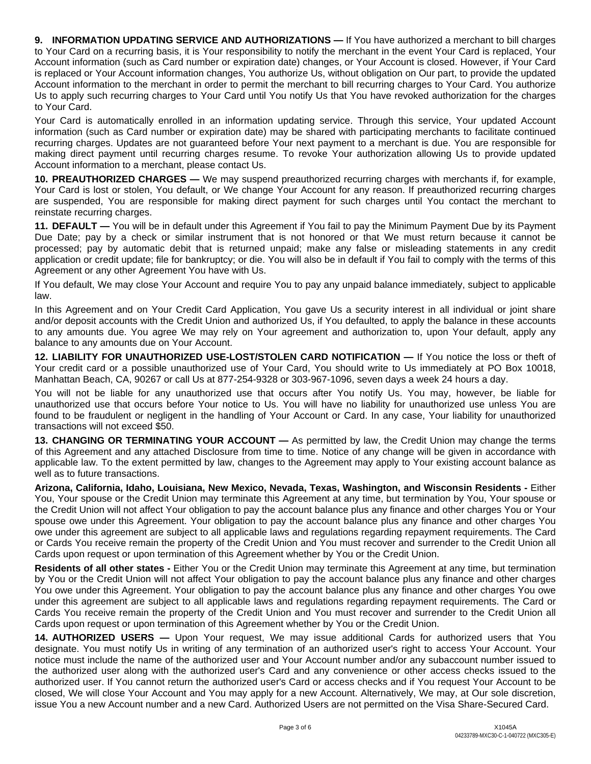**9. INFORMATION UPDATING SERVICE AND AUTHORIZATIONS —** If You have authorized a merchant to bill charges to Your Card on a recurring basis, it is Your responsibility to notify the merchant in the event Your Card is replaced, Your Account information (such as Card number or expiration date) changes, or Your Account is closed. However, if Your Card is replaced or Your Account information changes, You authorize Us, without obligation on Our part, to provide the updated Account information to the merchant in order to permit the merchant to bill recurring charges to Your Card. You authorize Us to apply such recurring charges to Your Card until You notify Us that You have revoked authorization for the charges to Your Card.

Your Card is automatically enrolled in an information updating service. Through this service, Your updated Account information (such as Card number or expiration date) may be shared with participating merchants to facilitate continued recurring charges. Updates are not guaranteed before Your next payment to a merchant is due. You are responsible for making direct payment until recurring charges resume. To revoke Your authorization allowing Us to provide updated Account information to a merchant, please contact Us.

**10. PREAUTHORIZED CHARGES —** We may suspend preauthorized recurring charges with merchants if, for example, Your Card is lost or stolen, You default, or We change Your Account for any reason. If preauthorized recurring charges are suspended, You are responsible for making direct payment for such charges until You contact the merchant to reinstate recurring charges.

**11. DEFAULT —** You will be in default under this Agreement if You fail to pay the Minimum Payment Due by its Payment Due Date; pay by a check or similar instrument that is not honored or that We must return because it cannot be processed; pay by automatic debit that is returned unpaid; make any false or misleading statements in any credit application or credit update; file for bankruptcy; or die. You will also be in default if You fail to comply with the terms of this Agreement or any other Agreement You have with Us.

If You default, We may close Your Account and require You to pay any unpaid balance immediately, subject to applicable law.

In this Agreement and on Your Credit Card Application, You gave Us a security interest in all individual or joint share and/or deposit accounts with the Credit Union and authorized Us, if You defaulted, to apply the balance in these accounts to any amounts due. You agree We may rely on Your agreement and authorization to, upon Your default, apply any balance to any amounts due on Your Account.

**12. LIABILITY FOR UNAUTHORIZED USE-LOST/STOLEN CARD NOTIFICATION —** If You notice the loss or theft of Your credit card or a possible unauthorized use of Your Card, You should write to Us immediately at PO Box 10018, Manhattan Beach, CA, 90267 or call Us at 877-254-9328 or 303-967-1096, seven days a week 24 hours a day.

You will not be liable for any unauthorized use that occurs after You notify Us. You may, however, be liable for unauthorized use that occurs before Your notice to Us. You will have no liability for unauthorized use unless You are found to be fraudulent or negligent in the handling of Your Account or Card. In any case, Your liability for unauthorized transactions will not exceed $50.

**13. CHANGING OR TERMINATING YOUR ACCOUNT —** As permitted by law, the Credit Union may change the terms of this Agreement and any attached Disclosure from time to time. Notice of any change will be given in accordance with applicable law. To the extent permitted by law, changes to the Agreement may apply to Your existing account balance as well as to future transactions.

**Arizona, California, Idaho, Louisiana, New Mexico, Nevada, Texas, Washington, and Wisconsin Residents -** Either You, Your spouse or the Credit Union may terminate this Agreement at any time, but termination by You, Your spouse or the Credit Union will not affect Your obligation to pay the account balance plus any finance and other charges You or Your spouse owe under this Agreement. Your obligation to pay the account balance plus any finance and other charges You owe under this agreement are subject to all applicable laws and regulations regarding repayment requirements. The Card or Cards You receive remain the property of the Credit Union and You must recover and surrender to the Credit Union all Cards upon request or upon termination of this Agreement whether by You or the Credit Union.

**Residents of all other states -** Either You or the Credit Union may terminate this Agreement at any time, but termination by You or the Credit Union will not affect Your obligation to pay the account balance plus any finance and other charges You owe under this Agreement. Your obligation to pay the account balance plus any finance and other charges You owe under this agreement are subject to all applicable laws and regulations regarding repayment requirements. The Card or Cards You receive remain the property of the Credit Union and You must recover and surrender to the Credit Union all Cards upon request or upon termination of this Agreement whether by You or the Credit Union.

**14. AUTHORIZED USERS —** Upon Your request, We may issue additional Cards for authorized users that You designate. You must notify Us in writing of any termination of an authorized user's right to access Your Account. Your notice must include the name of the authorized user and Your Account number and/or any subaccount number issued to the authorized user along with the authorized user's Card and any convenience or other access checks issued to the authorized user. If You cannot return the authorized user's Card or access checks and if You request Your Account to be closed, We will close Your Account and You may apply for a new Account. Alternatively, We may, at Our sole discretion, issue You a new Account number and a new Card. Authorized Users are not permitted on the Visa Share-Secured Card.

X1045A
04233789-MXC30-C-1-040722 (MXC305-E)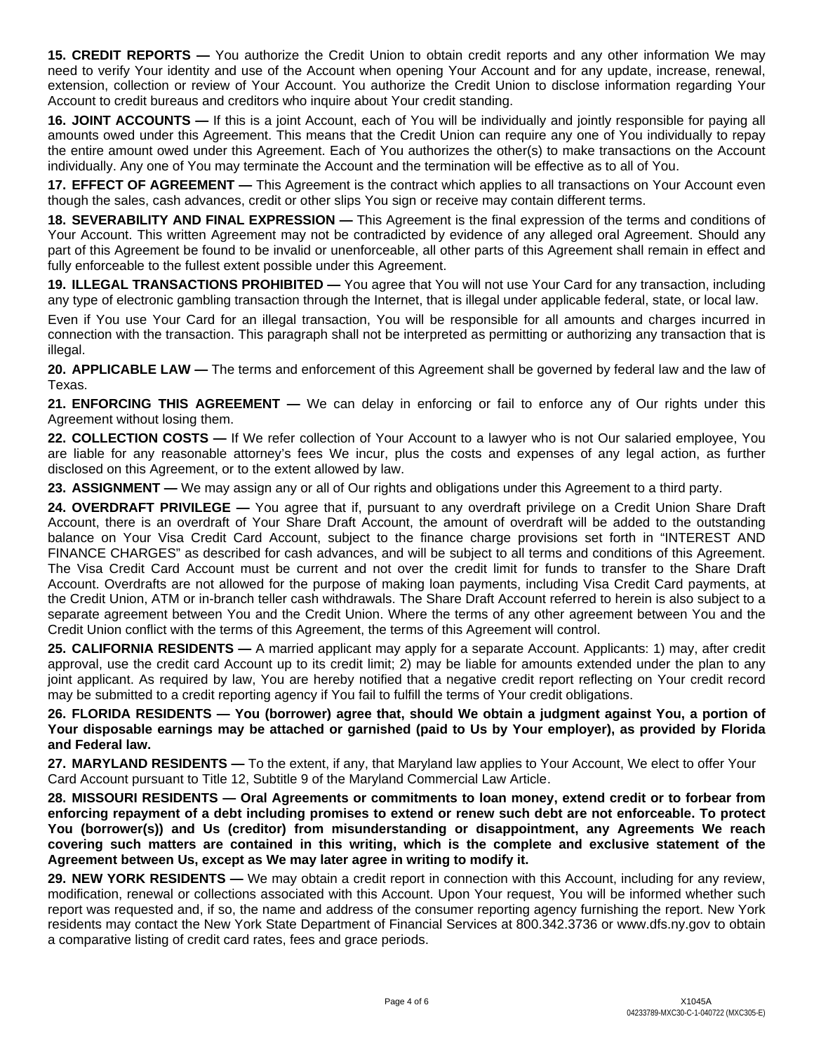**15. CREDIT REPORTS —** You authorize the Credit Union to obtain credit reports and any other information We may need to verify Your identity and use of the Account when opening Your Account and for any update, increase, renewal, extension, collection or review of Your Account. You authorize the Credit Union to disclose information regarding Your Account to credit bureaus and creditors who inquire about Your credit standing.

**16. JOINT ACCOUNTS —** If this is a joint Account, each of You will be individually and jointly responsible for paying all amounts owed under this Agreement. This means that the Credit Union can require any one of You individually to repay the entire amount owed under this Agreement. Each of You authorizes the other(s) to make transactions on the Account individually. Any one of You may terminate the Account and the termination will be effective as to all of You.

**17. EFFECT OF AGREEMENT —** This Agreement is the contract which applies to all transactions on Your Account even though the sales, cash advances, credit or other slips You sign or receive may contain different terms.

**18. SEVERABILITY AND FINAL EXPRESSION —** This Agreement is the final expression of the terms and conditions of Your Account. This written Agreement may not be contradicted by evidence of any alleged oral Agreement. Should any part of this Agreement be found to be invalid or unenforceable, all other parts of this Agreement shall remain in effect and fully enforceable to the fullest extent possible under this Agreement.

**19. ILLEGAL TRANSACTIONS PROHIBITED —** You agree that You will not use Your Card for any transaction, including any type of electronic gambling transaction through the Internet, that is illegal under applicable federal, state, or local law.

Even if You use Your Card for an illegal transaction, You will be responsible for all amounts and charges incurred in connection with the transaction. This paragraph shall not be interpreted as permitting or authorizing any transaction that is illegal.

**20. APPLICABLE LAW —** The terms and enforcement of this Agreement shall be governed by federal law and the law of Texas.

**21. ENFORCING THIS AGREEMENT —** We can delay in enforcing or fail to enforce any of Our rights under this Agreement without losing them.

**22. COLLECTION COSTS —** If We refer collection of Your Account to a lawyer who is not Our salaried employee, You are liable for any reasonable attorney's fees We incur, plus the costs and expenses of any legal action, as further disclosed on this Agreement, or to the extent allowed by law.

**23. ASSIGNMENT —** We may assign any or all of Our rights and obligations under this Agreement to a third party.

**24. OVERDRAFT PRIVILEGE —** You agree that if, pursuant to any overdraft privilege on a Credit Union Share Draft Account, there is an overdraft of Your Share Draft Account, the amount of overdraft will be added to the outstanding balance on Your Visa Credit Card Account, subject to the finance charge provisions set forth in "INTEREST AND FINANCE CHARGES" as described for cash advances, and will be subject to all terms and conditions of this Agreement. The Visa Credit Card Account must be current and not over the credit limit for funds to transfer to the Share Draft Account. Overdrafts are not allowed for the purpose of making loan payments, including Visa Credit Card payments, at the Credit Union, ATM or in-branch teller cash withdrawals. The Share Draft Account referred to herein is also subject to a separate agreement between You and the Credit Union. Where the terms of any other agreement between You and the Credit Union conflict with the terms of this Agreement, the terms of this Agreement will control.

**25. CALIFORNIA RESIDENTS —** A married applicant may apply for a separate Account. Applicants: 1) may, after credit approval, use the credit card Account up to its credit limit; 2) may be liable for amounts extended under the plan to any joint applicant. As required by law, You are hereby notified that a negative credit report reflecting on Your credit record may be submitted to a credit reporting agency if You fail to fulfill the terms of Your credit obligations.

**26. FLORIDA RESIDENTS — You (borrower) agree that, should We obtain a judgment against You, a portion of Your disposable earnings may be attached or garnished (paid to Us by Your employer), as provided by Florida and Federal law.**

**27. MARYLAND RESIDENTS —** To the extent, if any, that Maryland law applies to Your Account, We elect to offer Your Card Account pursuant to Title 12, Subtitle 9 of the Maryland Commercial Law Article.

**28. MISSOURI RESIDENTS — Oral Agreements or commitments to loan money, extend credit or to forbear from enforcing repayment of a debt including promises to extend or renew such debt are not enforceable. To protect You (borrower(s)) and Us (creditor) from misunderstanding or disappointment, any Agreements We reach covering such matters are contained in this writing, which is the complete and exclusive statement of the Agreement between Us, except as We may later agree in writing to modify it.**

**29. NEW YORK RESIDENTS —** We may obtain a credit report in connection with this Account, including for any review, modification, renewal or collections associated with this Account. Upon Your request, You will be informed whether such report was requested and, if so, the name and address of the consumer reporting agency furnishing the report. New York residents may contact the New York State Department of Financial Services at 800.342.3736 or www.dfs.ny.gov to obtain a comparative listing of credit card rates, fees and grace periods.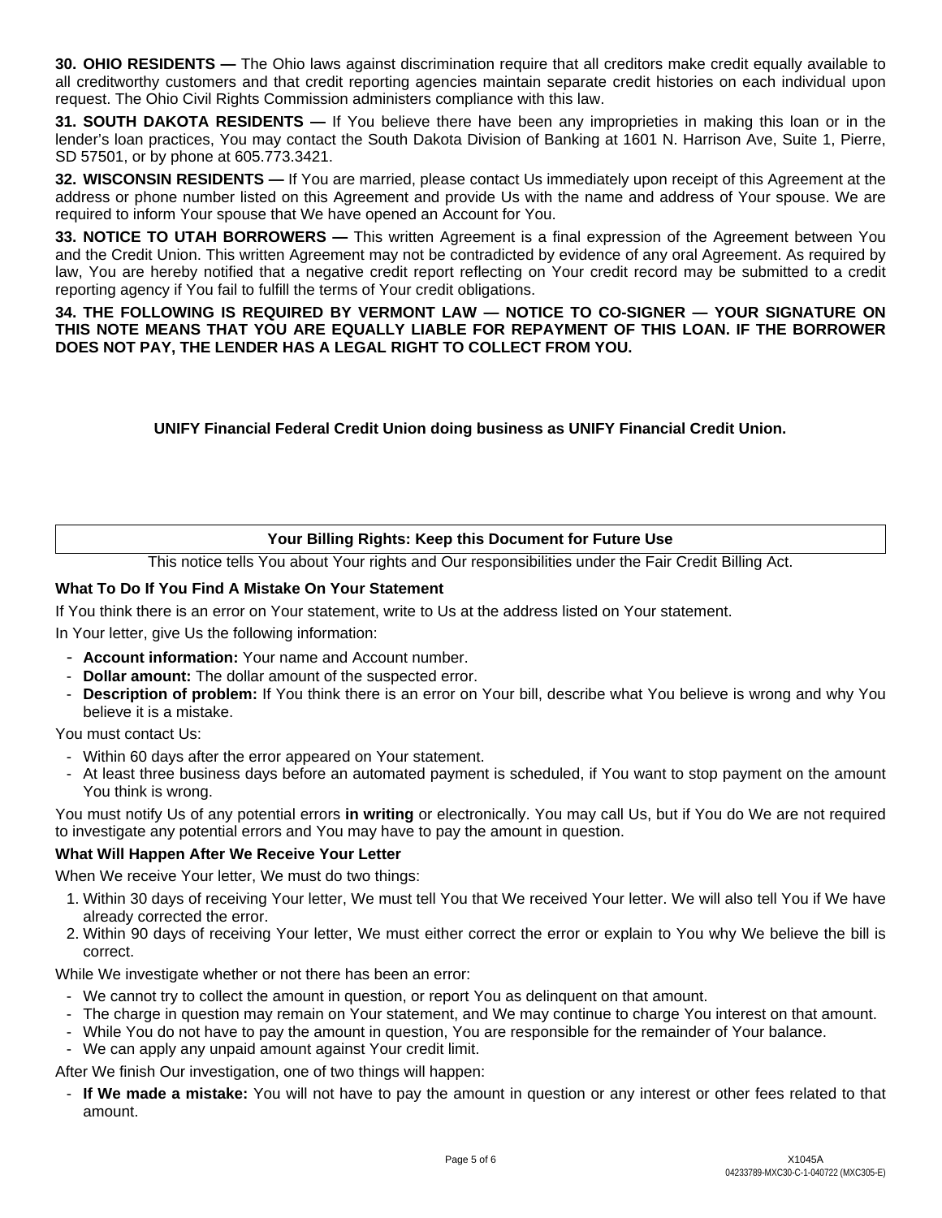**30. OHIO RESIDENTS —** The Ohio laws against discrimination require that all creditors make credit equally available to all creditworthy customers and that credit reporting agencies maintain separate credit histories on each individual upon request. The Ohio Civil Rights Commission administers compliance with this law.

**31. SOUTH DAKOTA RESIDENTS —** If You believe there have been any improprieties in making this loan or in the lender's loan practices, You may contact the South Dakota Division of Banking at 1601 N. Harrison Ave, Suite 1, Pierre, SD 57501, or by phone at 605.773.3421.

**32. WISCONSIN RESIDENTS —** If You are married, please contact Us immediately upon receipt of this Agreement at the address or phone number listed on this Agreement and provide Us with the name and address of Your spouse. We are required to inform Your spouse that We have opened an Account for You.

**33. NOTICE TO UTAH BORROWERS —** This written Agreement is a final expression of the Agreement between You and the Credit Union. This written Agreement may not be contradicted by evidence of any oral Agreement. As required by law, You are hereby notified that a negative credit report reflecting on Your credit record may be submitted to a credit reporting agency if You fail to fulfill the terms of Your credit obligations.

**34. THE FOLLOWING IS REQUIRED BY VERMONT LAW — NOTICE TO CO-SIGNER — YOUR SIGNATURE ON THIS NOTE MEANS THAT YOU ARE EQUALLY LIABLE FOR REPAYMENT OF THIS LOAN. IF THE BORROWER DOES NOT PAY, THE LENDER HAS A LEGAL RIGHT TO COLLECT FROM YOU.**

**UNIFY Financial Federal Credit Union doing business as UNIFY Financial Credit Union.**

## Your Billing Rights: Keep this Document for Future Use

This notice tells You about Your rights and Our responsibilities under the Fair Credit Billing Act.

### What To Do If You Find A Mistake On Your Statement

If You think there is an error on Your statement, write to Us at the address listed on Your statement.

In Your letter, give Us the following information:

- **Account information:** Your name and Account number.
- **Dollar amount:** The dollar amount of the suspected error.
- **Description of problem:** If You think there is an error on Your bill, describe what You believe is wrong and why You believe it is a mistake.

You must contact Us:

- Within 60 days after the error appeared on Your statement.
- At least three business days before an automated payment is scheduled, if You want to stop payment on the amount You think is wrong.

You must notify Us of any potential errors **in writing** or electronically. You may call Us, but if You do We are not required to investigate any potential errors and You may have to pay the amount in question.

### What Will Happen After We Receive Your Letter

When We receive Your letter, We must do two things:

1. Within 30 days of receiving Your letter, We must tell You that We received Your letter. We will also tell You if We have already corrected the error.
2. Within 90 days of receiving Your letter, We must either correct the error or explain to You why We believe the bill is correct.

While We investigate whether or not there has been an error:

- We cannot try to collect the amount in question, or report You as delinquent on that amount.
- The charge in question may remain on Your statement, and We may continue to charge You interest on that amount.
- While You do not have to pay the amount in question, You are responsible for the remainder of Your balance.
- We can apply any unpaid amount against Your credit limit.

After We finish Our investigation, one of two things will happen:

- **If We made a mistake:** You will not have to pay the amount in question or any interest or other fees related to that amount.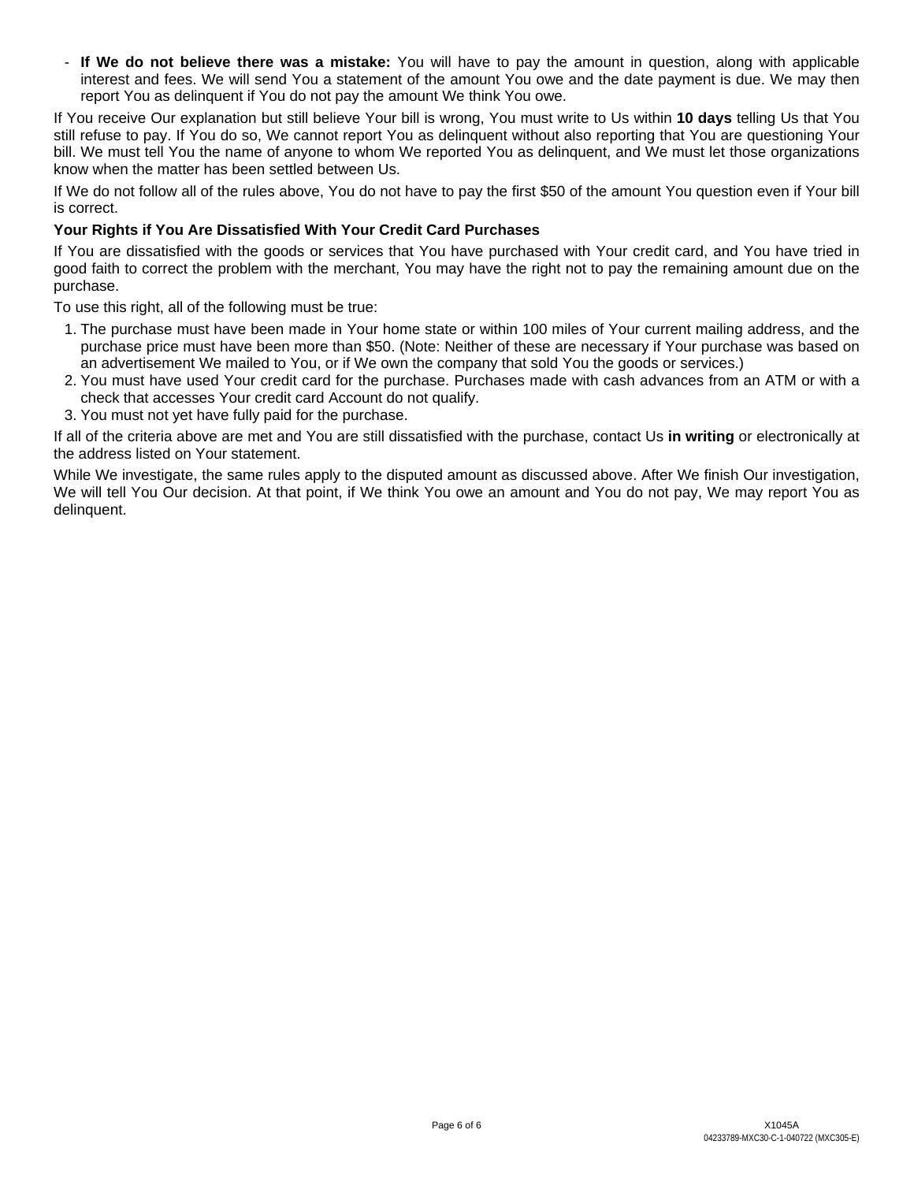- **If We do not believe there was a mistake:** You will have to pay the amount in question, along with applicable interest and fees. We will send You a statement of the amount You owe and the date payment is due. We may then report You as delinquent if You do not pay the amount We think You owe.

If You receive Our explanation but still believe Your bill is wrong, You must write to Us within **10 days** telling Us that You still refuse to pay. If You do so, We cannot report You as delinquent without also reporting that You are questioning Your bill. We must tell You the name of anyone to whom We reported You as delinquent, and We must let those organizations know when the matter has been settled between Us.

If We do not follow all of the rules above, You do not have to pay the first $50 of the amount You question even if Your bill is correct.

**Your Rights if You Are Dissatisfied With Your Credit Card Purchases**

If You are dissatisfied with the goods or services that You have purchased with Your credit card, and You have tried in good faith to correct the problem with the merchant, You may have the right not to pay the remaining amount due on the purchase.

To use this right, all of the following must be true:

1. The purchase must have been made in Your home state or within 100 miles of Your current mailing address, and the purchase price must have been more than $50. (Note: Neither of these are necessary if Your purchase was based on an advertisement We mailed to You, or if We own the company that sold You the goods or services.)
2. You must have used Your credit card for the purchase. Purchases made with cash advances from an ATM or with a check that accesses Your credit card Account do not qualify.
3. You must not yet have fully paid for the purchase.

If all of the criteria above are met and You are still dissatisfied with the purchase, contact Us **in writing** or electronically at the address listed on Your statement.

While We investigate, the same rules apply to the disputed amount as discussed above. After We finish Our investigation, We will tell You Our decision. At that point, if We think You owe an amount and You do not pay, We may report You as delinquent.

X1045A
04233789-MXC30-C-1-040722 (MXC305-E)